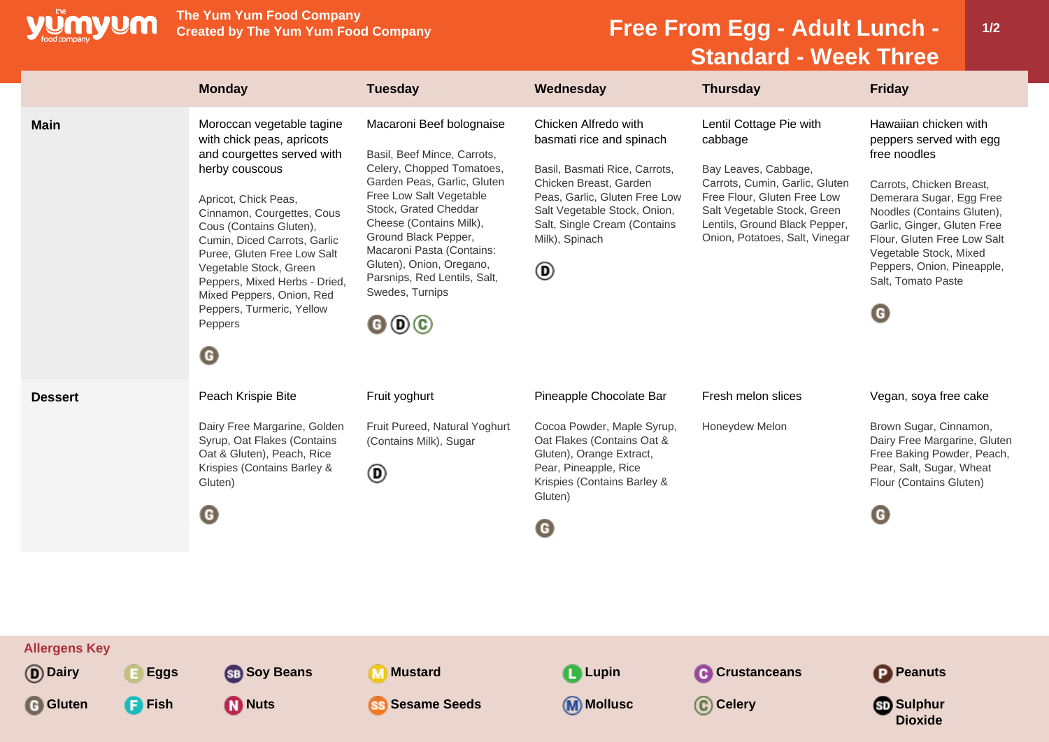The Yum Yum Food Company
Created by The Yum Yum Food Company

# Free From Egg - Adult Lunch - Standard - Week Three

| | Monday | Tuesday | Wednesday | Thursday | Friday |
|---|---|---|---|---|---|
| **Main** | Moroccan vegetable tagine with chick peas, apricots and courgettes served with herby couscous<br><br>Apricot, Chick Peas, Cinnamon, Courgettes, Cous Cous (Contains Gluten), Cumin, Diced Carrots, Garlic Puree, Gluten Free Low Salt Vegetable Stock, Green Peppers, Mixed Herbs - Dried, Mixed Peppers, Onion, Red Peppers, Turmeric, Yellow Peppers<br><br>G | Macaroni Beef bolognaise<br><br>Basil, Beef Mince, Carrots, Celery, Chopped Tomatoes, Garden Peas, Garlic, Gluten Free Low Salt Vegetable Stock, Grated Cheddar Cheese (Contains Milk), Ground Black Pepper, Macaroni Pasta (Contains: Gluten), Onion, Oregano, Parsnips, Red Lentils, Salt, Swedes, Turnips<br><br>G D C | Chicken Alfredo with basmati rice and spinach<br><br>Basil, Basmati Rice, Carrots, Chicken Breast, Garden Peas, Garlic, Gluten Free Low Salt Vegetable Stock, Onion, Salt, Single Cream (Contains Milk), Spinach<br><br>D | Lentil Cottage Pie with cabbage<br><br>Bay Leaves, Cabbage, Carrots, Cumin, Garlic, Gluten Free Flour, Gluten Free Low Salt Vegetable Stock, Green Lentils, Ground Black Pepper, Onion, Potatoes, Salt, Vinegar | Hawaiian chicken with peppers served with egg free noodles<br><br>Carrots, Chicken Breast, Demerara Sugar, Egg Free Noodles (Contains Gluten), Garlic, Ginger, Gluten Free Flour, Gluten Free Low Salt Vegetable Stock, Mixed Peppers, Onion, Pineapple, Salt, Tomato Paste<br><br>G |
| **Dessert** | Peach Krispie Bite<br><br>Dairy Free Margarine, Golden Syrup, Oat Flakes (Contains Oat & Gluten), Peach, Rice Krispies (Contains Barley & Gluten)<br><br>G | Fruit yoghurt<br><br>Fruit Pureed, Natural Yoghurt (Contains Milk), Sugar<br><br>D | Pineapple Chocolate Bar<br><br>Cocoa Powder, Maple Syrup, Oat Flakes (Contains Oat & Gluten), Orange Extract, Pear, Pineapple, Rice Krispies (Contains Barley & Gluten)<br><br>G | Fresh melon slices<br><br>Honeydew Melon | Vegan, soya free cake<br><br>Brown Sugar, Cinnamon, Dairy Free Margarine, Gluten Free Baking Powder, Peach, Pear, Salt, Sugar, Wheat Flour (Contains Gluten)<br><br>G |

**Allergens Key**

D Dairy, E Eggs, SB Soy Beans, M Mustard, L Lupin, C Crustaceans, P Peanuts, G Gluten, F Fish, N Nuts, SS Sesame Seeds, M Mollusc, C Celery, SD Sulphur Dioxide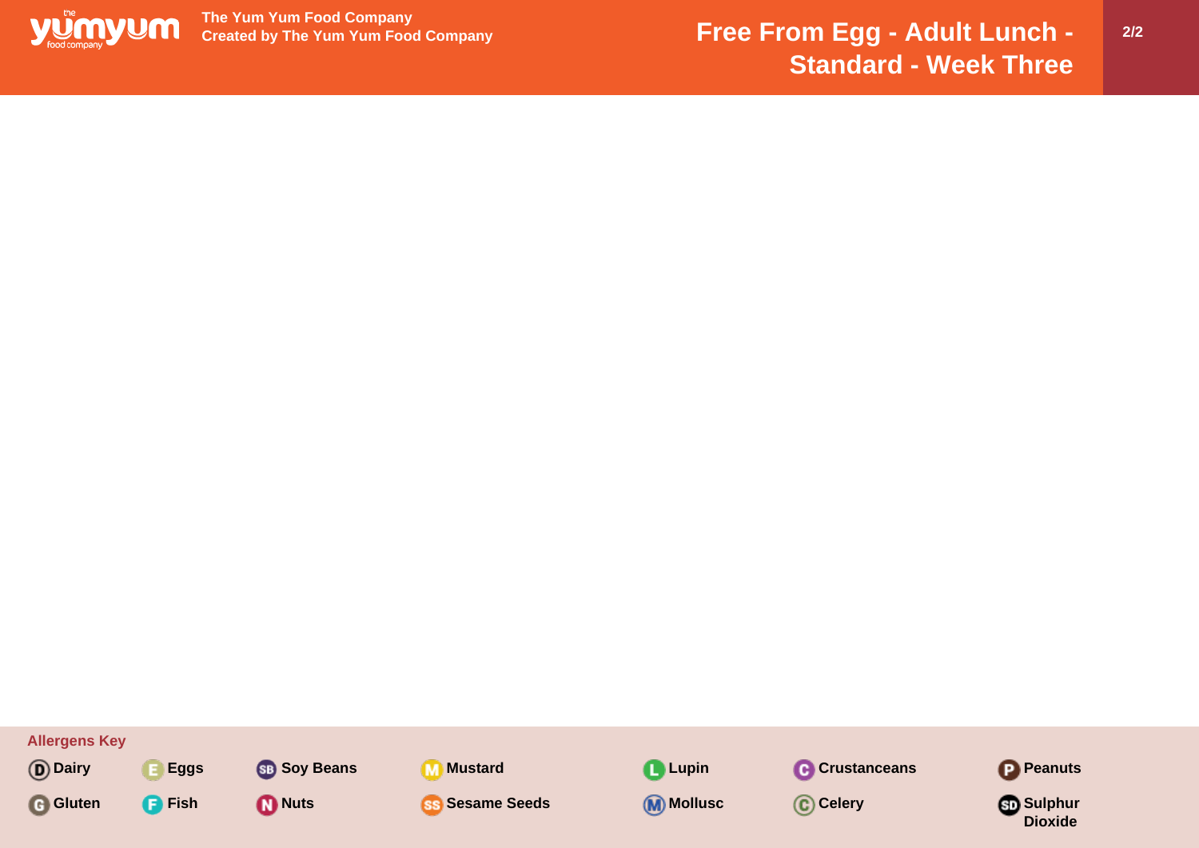# Free From Egg - Adult Lunch - Standard - Week Three

**The Yum Yum Food Company**
**Created by The Yum Yum Food Company**

**Allergens Key**

| | | | | | | |
|---|---|---|---|---|---|---|
| D Dairy | E Eggs | SB Soy Beans | M Mustard | L Lupin | C Crustanceans | P Peanuts |
| G Gluten | F Fish | N Nuts | SS Sesame Seeds | M Mollusc | C Celery | SD Sulphur Dioxide |